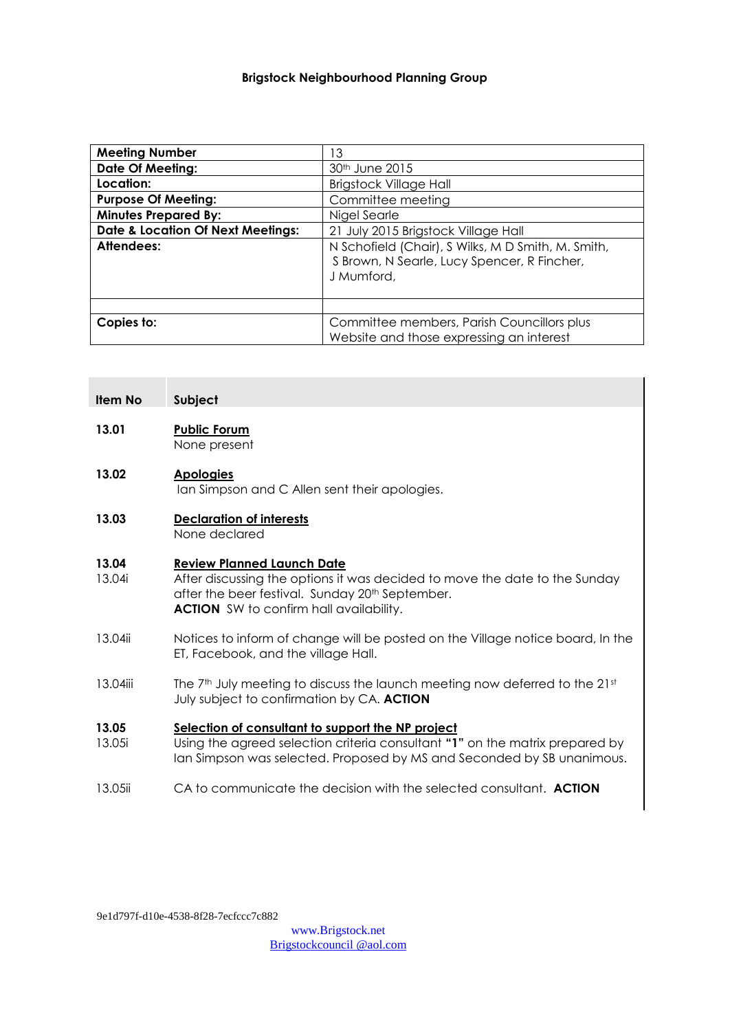**Brigstock Neighbourhood Planning Group**

| **Meeting Number** | 13 |
|---|---|
| **Date Of Meeting:** | 30th June 2015 |
| **Location:** | Brigstock Village Hall |
| **Purpose Of Meeting:** | Committee meeting |
| **Minutes Prepared By:** | Nigel Searle |
| **Date & Location Of Next Meetings:** | 21 July 2015 Brigstock Village Hall |
| **Attendees:** | N Schofield (Chair), S Wilks, M D Smith, M. Smith, S Brown, N Searle, Lucy Spencer, R Fincher, J Mumford, |
| | |
| **Copies to:** | Committee members, Parish Councillors plus Website and those expressing an interest |

| **Item No** | **Subject** |
|---|---|
| **13.01** | **Public Forum**<br>None present |
| **13.02** | **Apologies**<br>Ian Simpson and C Allen sent their apologies. |
| **13.03** | **Declaration of interests**<br>None declared |
| **13.04** | **Review Planned Launch Date** |
| 13.04i | After discussing the options it was decided to move the date to the Sunday after the beer festival. Sunday 20th September.<br>**ACTION** SW to confirm hall availability. |
| 13.04ii | Notices to inform of change will be posted on the Village notice board, In the ET, Facebook, and the village Hall. |
| 13.04iii | The 7th July meeting to discuss the launch meeting now deferred to the 21st July subject to confirmation by CA. **ACTION** |
| **13.05** | **Selection of consultant to support the NP project** |
| 13.05i | Using the agreed selection criteria consultant **"1"** on the matrix prepared by Ian Simpson was selected. Proposed by MS and Seconded by SB unanimous. |
| 13.05ii | CA to communicate the decision with the selected consultant. **ACTION** |

9e1d797f-d10e-4538-8f28-7ecfccc7c882

www.Brigstock.net
Brigstockcouncil @aol.com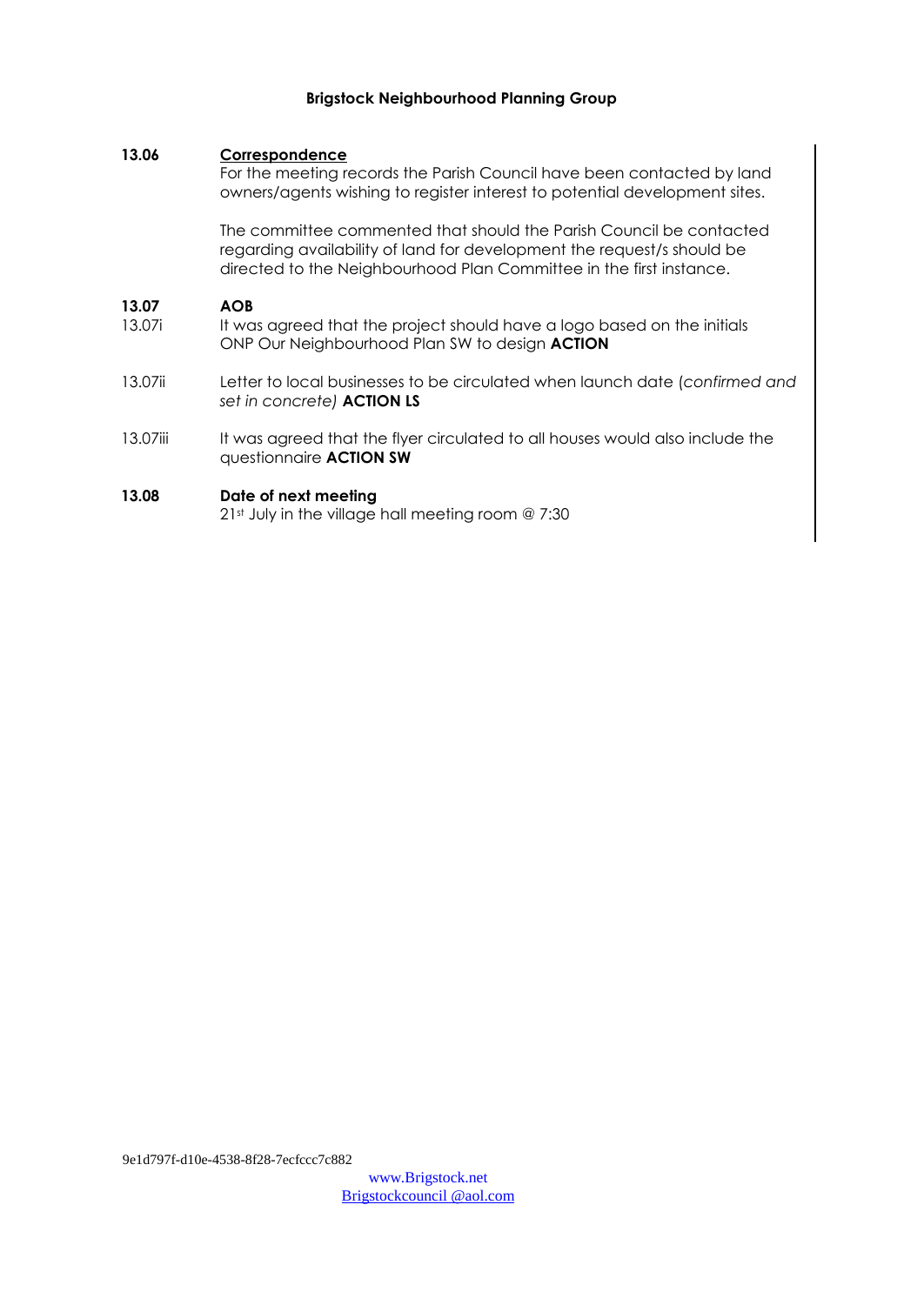**Brigstock Neighbourhood Planning Group**

**13.06** **Correspondence**

For the meeting records the Parish Council have been contacted by land owners/agents wishing to register interest to potential development sites.

The committee commented that should the Parish Council be contacted regarding availability of land for development the request/s should be directed to the Neighbourhood Plan Committee in the first instance.

**13.07** **AOB**

13.07i It was agreed that the project should have a logo based on the initials ONP Our Neighbourhood Plan SW to design **ACTION**

13.07ii Letter to local businesses to be circulated when launch date (*confirmed and set in concrete)* **ACTION LS**

13.07iii It was agreed that the flyer circulated to all houses would also include the questionnaire **ACTION SW**

**13.08** **Date of next meeting**

21st July in the village hall meeting room @ 7:30

9e1d797f-d10e-4538-8f28-7ecfccc7c882

www.Brigstock.net
Brigstockcouncil @aol.com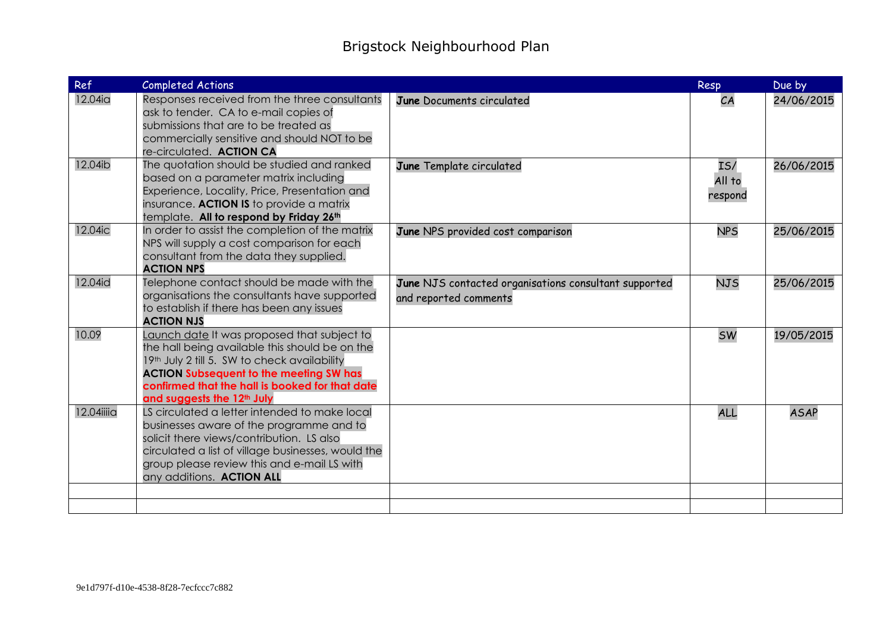# Brigstock Neighbourhood Plan

| Ref | Completed Actions | | Resp | Due by |
|---|---|---|---|---|
| 12.04ia | Responses received from the three consultants ask to tender. CA to e-mail copies of submissions that are to be treated as commercially sensitive and should NOT to be re-circulated. **ACTION CA** | **June** Documents circulated | CA | 24/06/2015 |
| 12.04ib | The quotation should be studied and ranked based on a parameter matrix including Experience, Locality, Price, Presentation and insurance. **ACTION IS** to provide a matrix template. **All to respond by Friday 26th** | **June** Template circulated | IS/ All to respond | 26/06/2015 |
| 12.04ic | In order to assist the completion of the matrix NPS will supply a cost comparison for each consultant from the data they supplied. **ACTION NPS** | **June** NPS provided cost comparison | NPS | 25/06/2015 |
| 12.04id | Telephone contact should be made with the organisations the consultants have supported to establish if there has been any issues **ACTION NJS** | **June** NJS contacted organisations consultant supported and reported comments | NJS | 25/06/2015 |
| 10.09 | Launch date It was proposed that subject to the hall being available this should be on the 19th July 2 till 5. SW to check availability **ACTION Subsequent to the meeting SW has confirmed that the hall is booked for that date and suggests the 12th July** | | SW | 19/05/2015 |
| 12.04iiiia | LS circulated a letter intended to make local businesses aware of the programme and to solicit there views/contribution. LS also circulated a list of village businesses, would the group please review this and e-mail LS with any additions. **ACTION ALL** | | ALL | ASAP |
| | | | | |
| | | | | |

9e1d797f-d10e-4538-8f28-7ecfccc7c882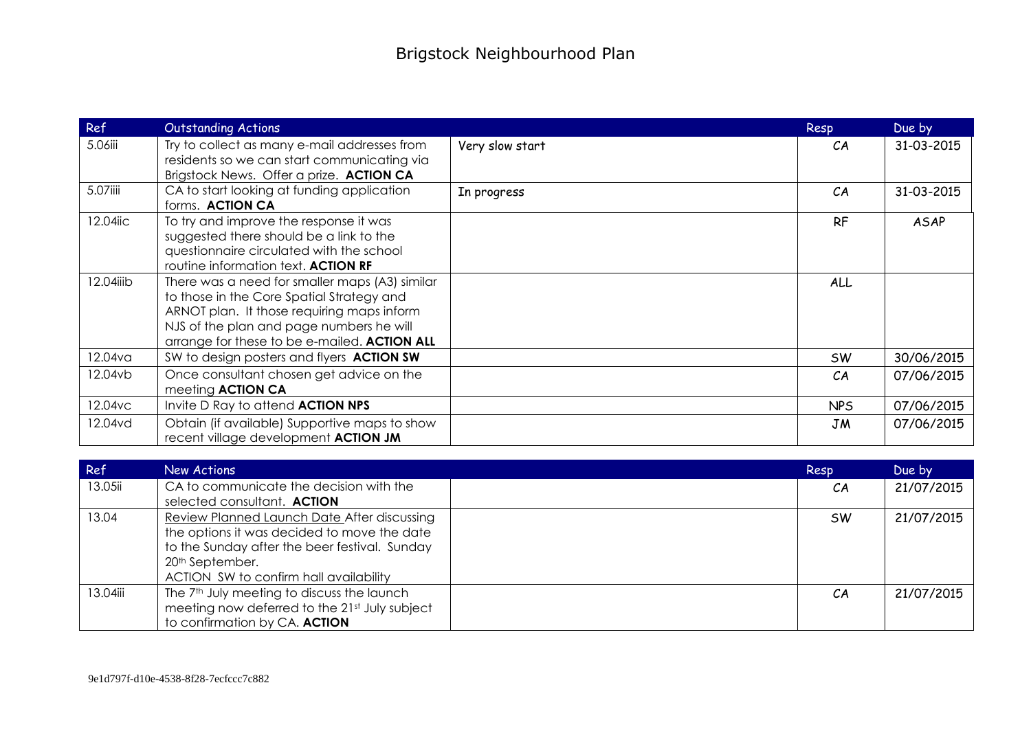# Brigstock Neighbourhood Plan

| Ref | Outstanding Actions | | Resp | Due by |
|---|---|---|---|---|
| 5.06iii | Try to collect as many e-mail addresses from residents so we can start communicating via Brigstock News. Offer a prize. **ACTION CA** | Very slow start | CA | 31-03-2015 |
| 5.07iiii | CA to start looking at funding application forms. **ACTION CA** | In progress | CA | 31-03-2015 |
| 12.04iic | To try and improve the response it was suggested there should be a link to the questionnaire circulated with the school routine information text. **ACTION RF** | | RF | ASAP |
| 12.04iiib | There was a need for smaller maps (A3) similar to those in the Core Spatial Strategy and ARNOT plan. It those requiring maps inform NJS of the plan and page numbers he will arrange for these to be e-mailed. **ACTION ALL** | | ALL | |
| 12.04va | SW to design posters and flyers **ACTION SW** | | SW | 30/06/2015 |
| 12.04vb | Once consultant chosen get advice on the meeting **ACTION CA** | | CA | 07/06/2015 |
| 12.04vc | Invite D Ray to attend **ACTION NPS** | | NPS | 07/06/2015 |
| 12.04vd | Obtain (if available) Supportive maps to show recent village development **ACTION JM** | | JM | 07/06/2015 |

| Ref | New Actions | | Resp | Due by |
|---|---|---|---|---|
| 13.05ii | CA to communicate the decision with the selected consultant. **ACTION** | | CA | 21/07/2015 |
| 13.04 | Review Planned Launch Date After discussing the options it was decided to move the date to the Sunday after the beer festival. Sunday 20th September. ACTION SW to confirm hall availability | | SW | 21/07/2015 |
| 13.04iii | The 7th July meeting to discuss the launch meeting now deferred to the 21st July subject to confirmation by CA. **ACTION** | | CA | 21/07/2015 |

9e1d797f-d10e-4538-8f28-7ecfccc7c882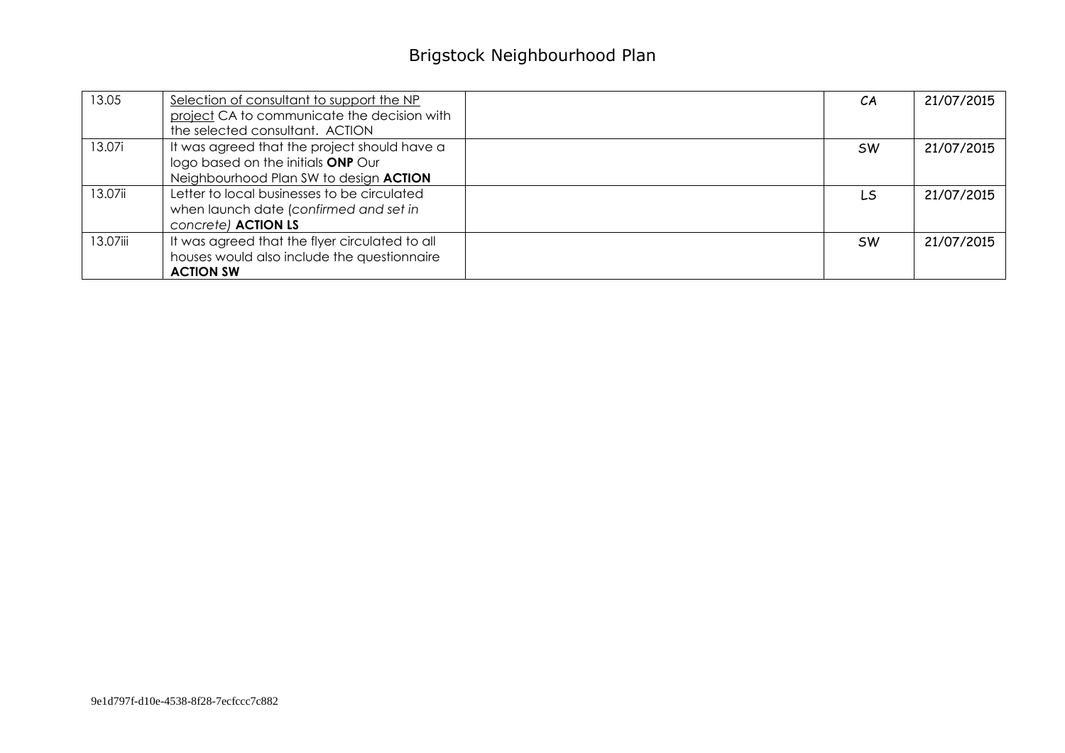# Brigstock Neighbourhood Plan

| | | | | |
|---|---|---|---|---|
| 13.05 | Selection of consultant to support the NP project CA to communicate the decision with the selected consultant. ACTION | | CA | 21/07/2015 |
| 13.07i | It was agreed that the project should have a logo based on the initials **ONP** Our Neighbourhood Plan SW to design **ACTION** | | SW | 21/07/2015 |
| 13.07ii | Letter to local businesses to be circulated when launch date (*confirmed and set in concrete)* **ACTION LS** | | LS | 21/07/2015 |
| 13.07iii | It was agreed that the flyer circulated to all houses would also include the questionnaire **ACTION SW** | | SW | 21/07/2015 |

9e1d797f-d10e-4538-8f28-7ecfccc7c882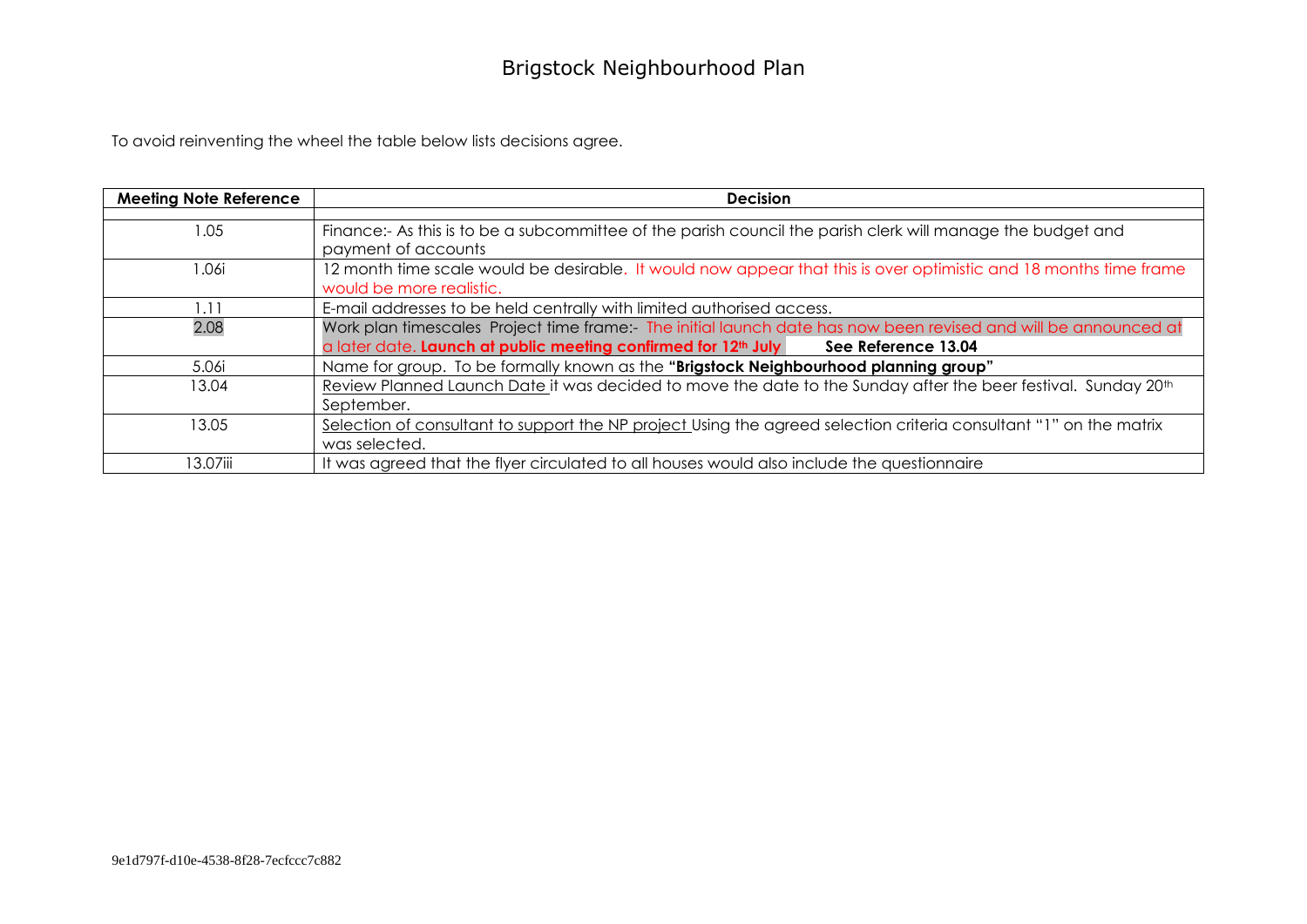# Brigstock Neighbourhood Plan

To avoid reinventing the wheel the table below lists decisions agree.

| Meeting Note Reference | Decision |
|---|---|
| | |
| 1.05 | Finance:- As this is to be a subcommittee of the parish council the parish clerk will manage the budget and payment of accounts |
| 1.06i | 12 month time scale would be desirable. It would now appear that this is over optimistic and 18 months time frame would be more realistic. |
| 1.11 | E-mail addresses to be held centrally with limited authorised access. |
| 2.08 | Work plan timescales Project time frame:- The initial launch date has now been revised and will be announced at a later date. **Launch at public meeting confirmed for 12th July** **See Reference 13.04** |
| 5.06i | Name for group. To be formally known as the **"Brigstock Neighbourhood planning group"** |
| 13.04 | Review Planned Launch Date it was decided to move the date to the Sunday after the beer festival. Sunday 20th September. |
| 13.05 | Selection of consultant to support the NP project Using the agreed selection criteria consultant "1" on the matrix was selected. |
| 13.07iii | It was agreed that the flyer circulated to all houses would also include the questionnaire |

9e1d797f-d10e-4538-8f28-7ecfccc7c882